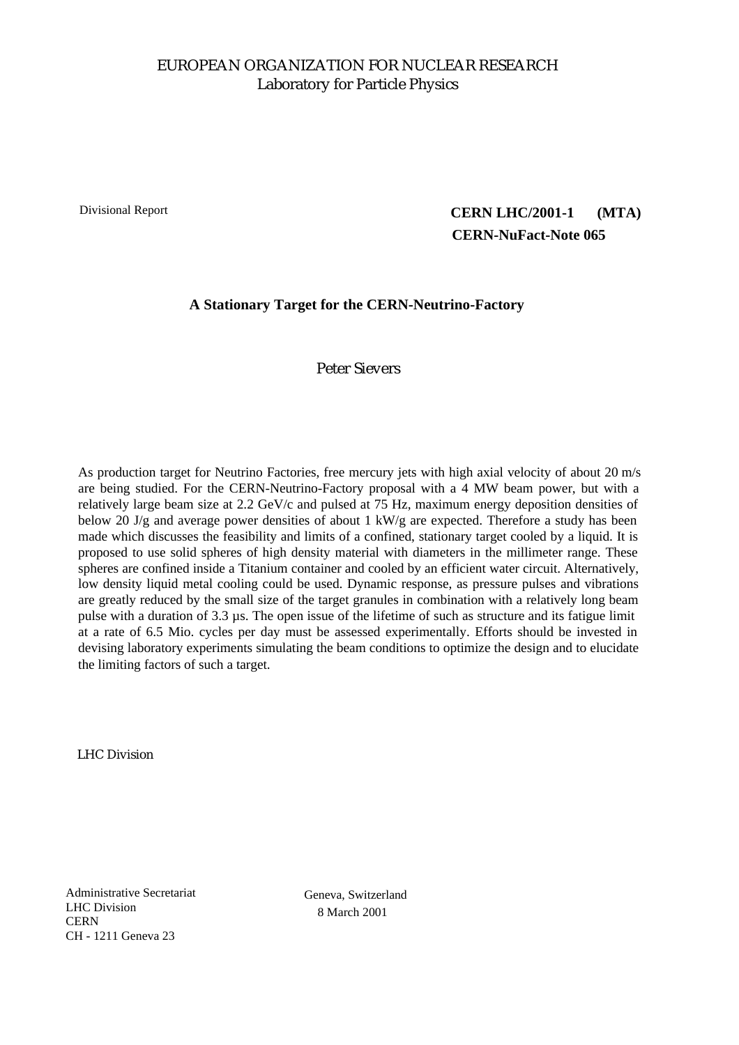EUROPEAN ORGANIZATION FOR NUCLEAR RESEARCH
Laboratory for Particle Physics

Divisional Report

**CERN LHC/2001-1 (MTA)**
**CERN-NuFact-Note 065**

# A Stationary Target for the CERN-Neutrino-Factory

Peter Sievers

As production target for Neutrino Factories, free mercury jets with high axial velocity of about 20 m/s are being studied. For the CERN-Neutrino-Factory proposal with a 4 MW beam power, but with a relatively large beam size at 2.2 GeV/c and pulsed at 75 Hz, maximum energy deposition densities of below 20 J/g and average power densities of about 1 kW/g are expected. Therefore a study has been made which discusses the feasibility and limits of a confined, stationary target cooled by a liquid. It is proposed to use solid spheres of high density material with diameters in the millimeter range. These spheres are confined inside a Titanium container and cooled by an efficient water circuit. Alternatively, low density liquid metal cooling could be used. Dynamic response, as pressure pulses and vibrations are greatly reduced by the small size of the target granules in combination with a relatively long beam pulse with a duration of 3.3 µs. The open issue of the lifetime of such as structure and its fatigue limit at a rate of 6.5 Mio. cycles per day must be assessed experimentally. Efforts should be invested in devising laboratory experiments simulating the beam conditions to optimize the design and to elucidate the limiting factors of such a target.

LHC Division

Administrative Secretariat
LHC Division
CERN
CH - 1211 Geneva 23

Geneva, Switzerland
8 March 2001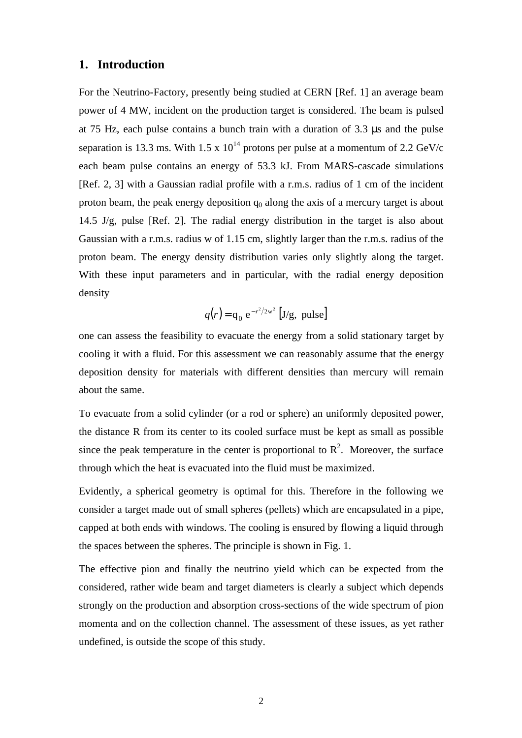## 1. Introduction

For the Neutrino-Factory, presently being studied at CERN [Ref. 1] an average beam power of 4 MW, incident on the production target is considered. The beam is pulsed at 75 Hz, each pulse contains a bunch train with a duration of 3.3 μs and the pulse separation is 13.3 ms. With 1.5 x $10^{14}$ protons per pulse at a momentum of 2.2 GeV/c each beam pulse contains an energy of 53.3 kJ. From MARS-cascade simulations [Ref. 2, 3] with a Gaussian radial profile with a r.m.s. radius of 1 cm of the incident proton beam, the peak energy deposition $q_0$ along the axis of a mercury target is about 14.5 J/g, pulse [Ref. 2]. The radial energy distribution in the target is also about Gaussian with a r.m.s. radius w of 1.15 cm, slightly larger than the r.m.s. radius of the proton beam. The energy density distribution varies only slightly along the target. With these input parameters and in particular, with the radial energy deposition density

$$q(r) = q_0 \, e^{-r^2/2w^2} \; [\text{J/g, pulse}]$$

one can assess the feasibility to evacuate the energy from a solid stationary target by cooling it with a fluid. For this assessment we can reasonably assume that the energy deposition density for materials with different densities than mercury will remain about the same.

To evacuate from a solid cylinder (or a rod or sphere) an uniformly deposited power, the distance R from its center to its cooled surface must be kept as small as possible since the peak temperature in the center is proportional to $R^2$. Moreover, the surface through which the heat is evacuated into the fluid must be maximized.

Evidently, a spherical geometry is optimal for this. Therefore in the following we consider a target made out of small spheres (pellets) which are encapsulated in a pipe, capped at both ends with windows. The cooling is ensured by flowing a liquid through the spaces between the spheres. The principle is shown in Fig. 1.

The effective pion and finally the neutrino yield which can be expected from the considered, rather wide beam and target diameters is clearly a subject which depends strongly on the production and absorption cross-sections of the wide spectrum of pion momenta and on the collection channel. The assessment of these issues, as yet rather undefined, is outside the scope of this study.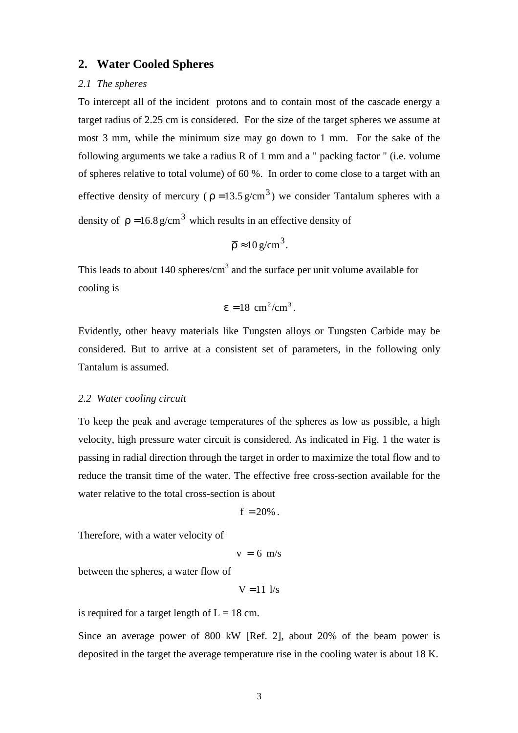## 2. Water Cooled Spheres

### *2.1 The spheres*

To intercept all of the incident protons and to contain most of the cascade energy a target radius of 2.25 cm is considered. For the size of the target spheres we assume at most 3 mm, while the minimum size may go down to 1 mm. For the sake of the following arguments we take a radius R of 1 mm and a " packing factor " (i.e. volume of spheres relative to total volume) of 60 %. In order to come close to a target with an effective density of mercury ( $\rho = 13.5\,\mathrm{g/cm}^3$) we consider Tantalum spheres with a density of $\rho = 16.8\,\mathrm{g/cm}^3$ which results in an effective density of

$$\bar{\rho} \approx 10\,\mathrm{g/cm}^3.$$

This leads to about 140 spheres/cm$^3$ and the surface per unit volume available for cooling is

$$\varepsilon = 18\ \mathrm{cm}^2/\mathrm{cm}^3.$$

Evidently, other heavy materials like Tungsten alloys or Tungsten Carbide may be considered. But to arrive at a consistent set of parameters, in the following only Tantalum is assumed.

### *2.2 Water cooling circuit*

To keep the peak and average temperatures of the spheres as low as possible, a high velocity, high pressure water circuit is considered. As indicated in Fig. 1 the water is passing in radial direction through the target in order to maximize the total flow and to reduce the transit time of the water. The effective free cross-section available for the water relative to the total cross-section is about

$$f = 20\%.$$

Therefore, with a water velocity of

$$v = 6\ \mathrm{m/s}$$

between the spheres, a water flow of

$$V = 11\ \mathrm{l/s}$$

is required for a target length of L = 18 cm.

Since an average power of 800 kW [Ref. 2], about 20% of the beam power is deposited in the target the average temperature rise in the cooling water is about 18 K.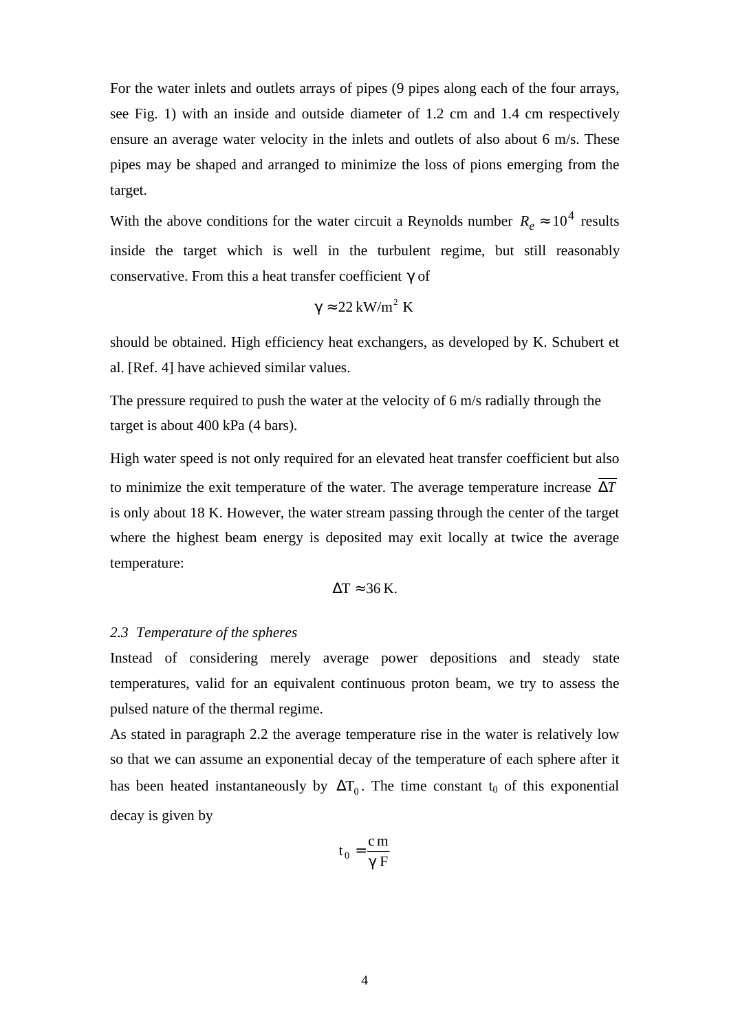For the water inlets and outlets arrays of pipes (9 pipes along each of the four arrays, see Fig. 1) with an inside and outside diameter of 1.2 cm and 1.4 cm respectively ensure an average water velocity in the inlets and outlets of also about 6 m/s. These pipes may be shaped and arranged to minimize the loss of pions emerging from the target.

With the above conditions for the water circuit a Reynolds number $R_e \approx 10^4$ results inside the target which is well in the turbulent regime, but still reasonably conservative. From this a heat transfer coefficient $\gamma$ of

$$\gamma \approx 22\ \mathrm{kW/m^2\ K}$$

should be obtained. High efficiency heat exchangers, as developed by K. Schubert et al. [Ref. 4] have achieved similar values.

The pressure required to push the water at the velocity of 6 m/s radially through the target is about 400 kPa (4 bars).

High water speed is not only required for an elevated heat transfer coefficient but also to minimize the exit temperature of the water. The average temperature increase $\overline{\Delta T}$ is only about 18 K. However, the water stream passing through the center of the target where the highest beam energy is deposited may exit locally at twice the average temperature:

$$\Delta \mathrm{T} \approx 36\ \mathrm{K}.$$

*2.3 Temperature of the spheres*

Instead of considering merely average power depositions and steady state temperatures, valid for an equivalent continuous proton beam, we try to assess the pulsed nature of the thermal regime.

As stated in paragraph 2.2 the average temperature rise in the water is relatively low so that we can assume an exponential decay of the temperature of each sphere after it has been heated instantaneously by $\Delta \mathrm{T}_0$. The time constant $t_0$ of this exponential decay is given by

$$t_0 = \frac{c\,m}{\gamma\,F}$$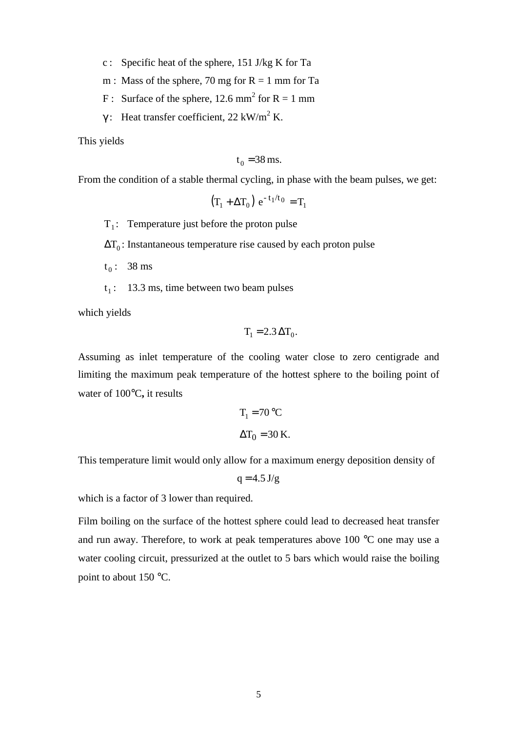c : Specific heat of the sphere, 151 J/kg K for Ta

m : Mass of the sphere, 70 mg for R = 1 mm for Ta

F : Surface of the sphere, 12.6 mm$^2$ for R = 1 mm

$\gamma$ : Heat transfer coefficient, 22 kW/m$^2$ K.

This yields

$$t_0 = 38 \text{ ms.}$$

From the condition of a stable thermal cycling, in phase with the beam pulses, we get:

$$\left(T_1 + \Delta T_0\right) e^{-t_1/t_0} = T_1$$

$T_1$ : Temperature just before the proton pulse

$\Delta T_0$ : Instantaneous temperature rise caused by each proton pulse

$t_0$ : 38 ms

$t_1$ : 13.3 ms, time between two beam pulses

which yields

$$T_1 = 2.3\,\Delta T_0.$$

Assuming as inlet temperature of the cooling water close to zero centigrade and limiting the maximum peak temperature of the hottest sphere to the boiling point of water of 100°C**,** it results

$$T_1 = 70\ °\text{C}$$

$$\Delta T_0 = 30 \text{ K.}$$

This temperature limit would only allow for a maximum energy deposition density of

$$q = 4.5 \text{ J/g}$$

which is a factor of 3 lower than required.

Film boiling on the surface of the hottest sphere could lead to decreased heat transfer and run away. Therefore, to work at peak temperatures above 100 °C one may use a water cooling circuit, pressurized at the outlet to 5 bars which would raise the boiling point to about 150 °C.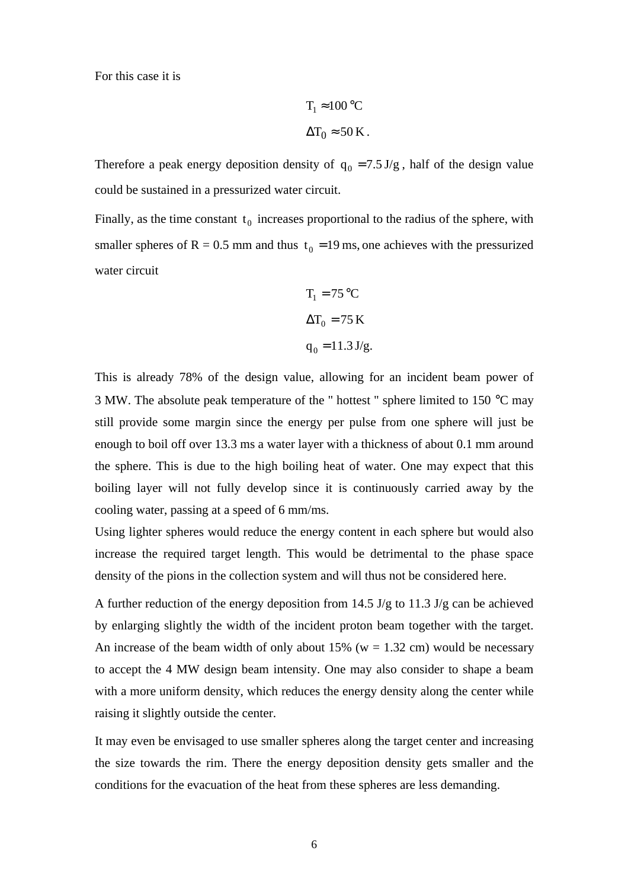For this case it is

$$T_1 \approx 100\ ^\circ\text{C}$$

$$\Delta T_0 \approx 50\ \text{K}\,.$$

Therefore a peak energy deposition density of $q_0 = 7.5\ \text{J/g}$, half of the design value could be sustained in a pressurized water circuit.

Finally, as the time constant $t_0$ increases proportional to the radius of the sphere, with smaller spheres of R = 0.5 mm and thus $t_0 = 19\ \text{ms}$, one achieves with the pressurized water circuit

$$T_1 = 75\ ^\circ\text{C}$$

$$\Delta T_0 = 75\ \text{K}$$

$$q_0 = 11.3\ \text{J/g}.$$

This is already 78% of the design value, allowing for an incident beam power of 3 MW. The absolute peak temperature of the " hottest " sphere limited to 150 °C may still provide some margin since the energy per pulse from one sphere will just be enough to boil off over 13.3 ms a water layer with a thickness of about 0.1 mm around the sphere. This is due to the high boiling heat of water. One may expect that this boiling layer will not fully develop since it is continuously carried away by the cooling water, passing at a speed of 6 mm/ms.

Using lighter spheres would reduce the energy content in each sphere but would also increase the required target length. This would be detrimental to the phase space density of the pions in the collection system and will thus not be considered here.

A further reduction of the energy deposition from 14.5 J/g to 11.3 J/g can be achieved by enlarging slightly the width of the incident proton beam together with the target. An increase of the beam width of only about 15% (w = 1.32 cm) would be necessary to accept the 4 MW design beam intensity. One may also consider to shape a beam with a more uniform density, which reduces the energy density along the center while raising it slightly outside the center.

It may even be envisaged to use smaller spheres along the target center and increasing the size towards the rim. There the energy deposition density gets smaller and the conditions for the evacuation of the heat from these spheres are less demanding.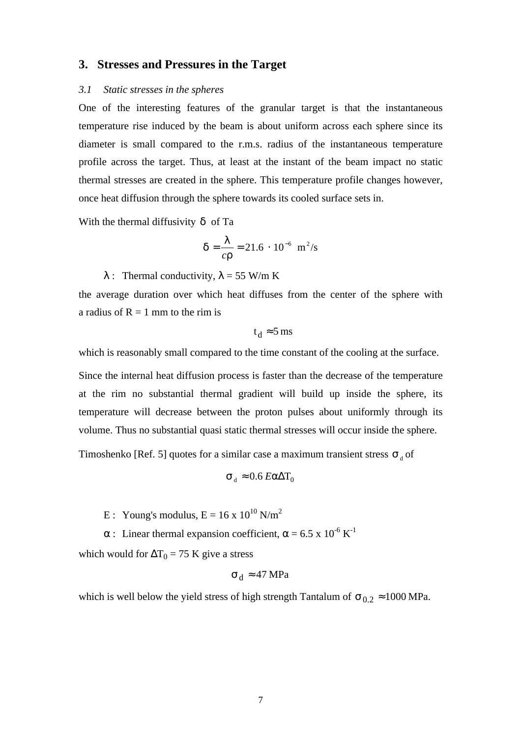## 3. Stresses and Pressures in the Target

### *3.1 Static stresses in the spheres*

One of the interesting features of the granular target is that the instantaneous temperature rise induced by the beam is about uniform across each sphere since its diameter is small compared to the r.m.s. radius of the instantaneous temperature profile across the target. Thus, at least at the instant of the beam impact no static thermal stresses are created in the sphere. This temperature profile changes however, once heat diffusion through the sphere towards its cooled surface sets in.

With the thermal diffusivity $\delta$ of Ta

$$\delta = \frac{\lambda}{c\rho} = 21.6 \cdot 10^{-6} \;\; \mathrm{m^2/s}$$

$\lambda$ : Thermal conductivity, $\lambda$ = 55 W/m K

the average duration over which heat diffuses from the center of the sphere with a radius of R = 1 mm to the rim is

$$t_d \approx 5 \,\mathrm{ms}$$

which is reasonably small compared to the time constant of the cooling at the surface.

Since the internal heat diffusion process is faster than the decrease of the temperature at the rim no substantial thermal gradient will build up inside the sphere, its temperature will decrease between the proton pulses about uniformly through its volume. Thus no substantial quasi static thermal stresses will occur inside the sphere.

Timoshenko [Ref. 5] quotes for a similar case a maximum transient stress $\sigma_d$ of

$$\sigma_d \approx 0.6\, E\alpha\Delta T_0$$

E : Young's modulus, $E = 16 \times 10^{10}$ N/m$^2$

$\alpha$ : Linear thermal expansion coefficient, $\alpha = 6.5 \times 10^{-6}$ K$^{-1}$

which would for $\Delta T_0$ = 75 K give a stress

$$\sigma_d \approx 47 \,\mathrm{MPa}$$

which is well below the yield stress of high strength Tantalum of $\sigma_{0.2} \approx 1000$ MPa.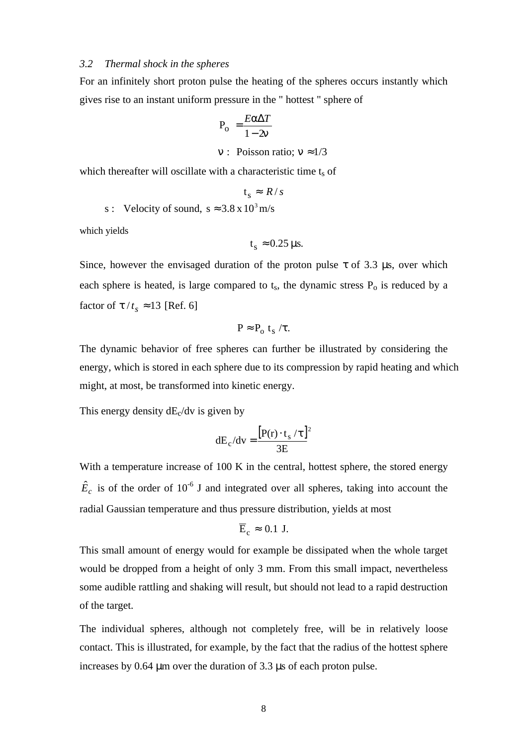*3.2 Thermal shock in the spheres*

For an infinitely short proton pulse the heating of the spheres occurs instantly which gives rise to an instant uniform pressure in the " hottest " sphere of

$$P_o = \frac{E\alpha\Delta T}{1-2\nu}$$

$\nu$ : Poisson ratio; $\nu \approx 1/3$

which thereafter will oscillate with a characteristic time $t_s$ of

$$t_s \approx R/s$$

s : Velocity of sound, $s \approx 3.8 \times 10^3$ m/s

which yields

$$t_s \approx 0.25\ \mu s.$$

Since, however the envisaged duration of the proton pulse $\tau$ of 3.3 μs, over which each sphere is heated, is large compared to $t_s$, the dynamic stress $P_o$ is reduced by a factor of $\tau / t_s \approx 13$ [Ref. 6]

$$P \approx P_o\ t_s / \tau.$$

The dynamic behavior of free spheres can further be illustrated by considering the energy, which is stored in each sphere due to its compression by rapid heating and which might, at most, be transformed into kinetic energy.

This energy density $dE_c/dv$ is given by

$$dE_c/dv = \frac{[P(r) \cdot t_s / \tau]^2}{3E}$$

With a temperature increase of 100 K in the central, hottest sphere, the stored energy $\hat{E}_c$ is of the order of $10^{-6}$ J and integrated over all spheres, taking into account the radial Gaussian temperature and thus pressure distribution, yields at most

$$\overline{E}_c \approx 0.1\ J.$$

This small amount of energy would for example be dissipated when the whole target would be dropped from a height of only 3 mm. From this small impact, nevertheless some audible rattling and shaking will result, but should not lead to a rapid destruction of the target.

The individual spheres, although not completely free, will be in relatively loose contact. This is illustrated, for example, by the fact that the radius of the hottest sphere increases by 0.64 μm over the duration of 3.3 μs of each proton pulse.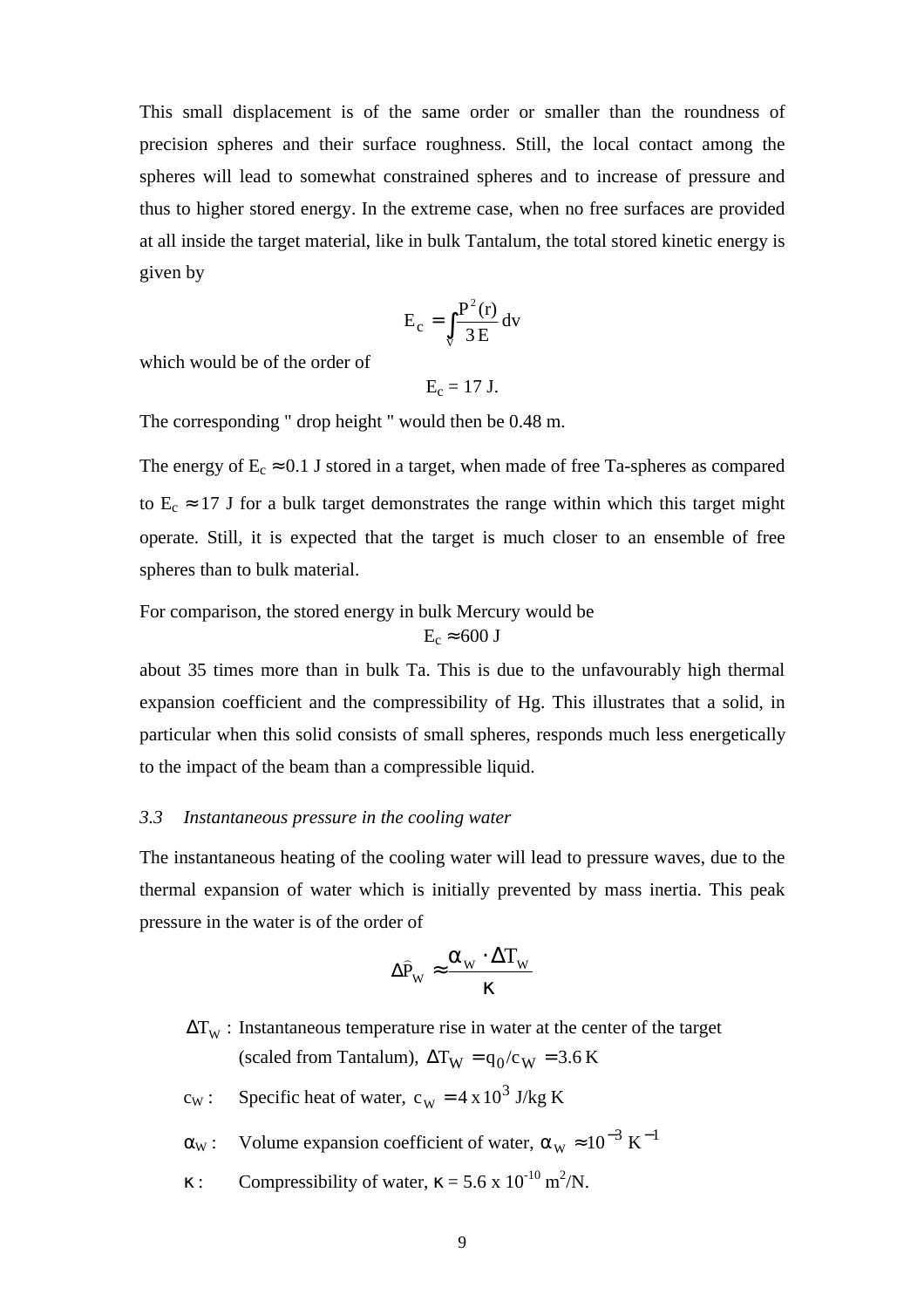This small displacement is of the same order or smaller than the roundness of precision spheres and their surface roughness. Still, the local contact among the spheres will lead to somewhat constrained spheres and to increase of pressure and thus to higher stored energy. In the extreme case, when no free surfaces are provided at all inside the target material, like in bulk Tantalum, the total stored kinetic energy is given by

$$E_c = \int_v \frac{P^2(r)}{3E} dv$$

which would be of the order of

$$E_c = 17 \text{ J}.$$

The corresponding " drop height " would then be 0.48 m.

The energy of $E_c \approx 0.1$ J stored in a target, when made of free Ta-spheres as compared to $E_c \approx 17$ J for a bulk target demonstrates the range within which this target might operate. Still, it is expected that the target is much closer to an ensemble of free spheres than to bulk material.

For comparison, the stored energy in bulk Mercury would be

$$E_c \approx 600 \text{ J}$$

about 35 times more than in bulk Ta. This is due to the unfavourably high thermal expansion coefficient and the compressibility of Hg. This illustrates that a solid, in particular when this solid consists of small spheres, responds much less energetically to the impact of the beam than a compressible liquid.

### *3.3 Instantaneous pressure in the cooling water*

The instantaneous heating of the cooling water will lead to pressure waves, due to the thermal expansion of water which is initially prevented by mass inertia. This peak pressure in the water is of the order of

$$\Delta\hat{P}_W \approx \frac{\alpha_W \cdot \Delta T_W}{\kappa}$$

- $\Delta T_W$ : Instantaneous temperature rise in water at the center of the target (scaled from Tantalum), $\Delta T_W = q_0/c_W = 3.6$ K
- $c_W$ : Specific heat of water, $c_W = 4 \times 10^3$ J/kg K
- $\alpha_W$ : Volume expansion coefficient of water, $\alpha_W \approx 10^{-3}$ K$^{-1}$
- $\kappa$ : Compressibility of water, $\kappa = 5.6 \times 10^{-10}$ m$^2$/N.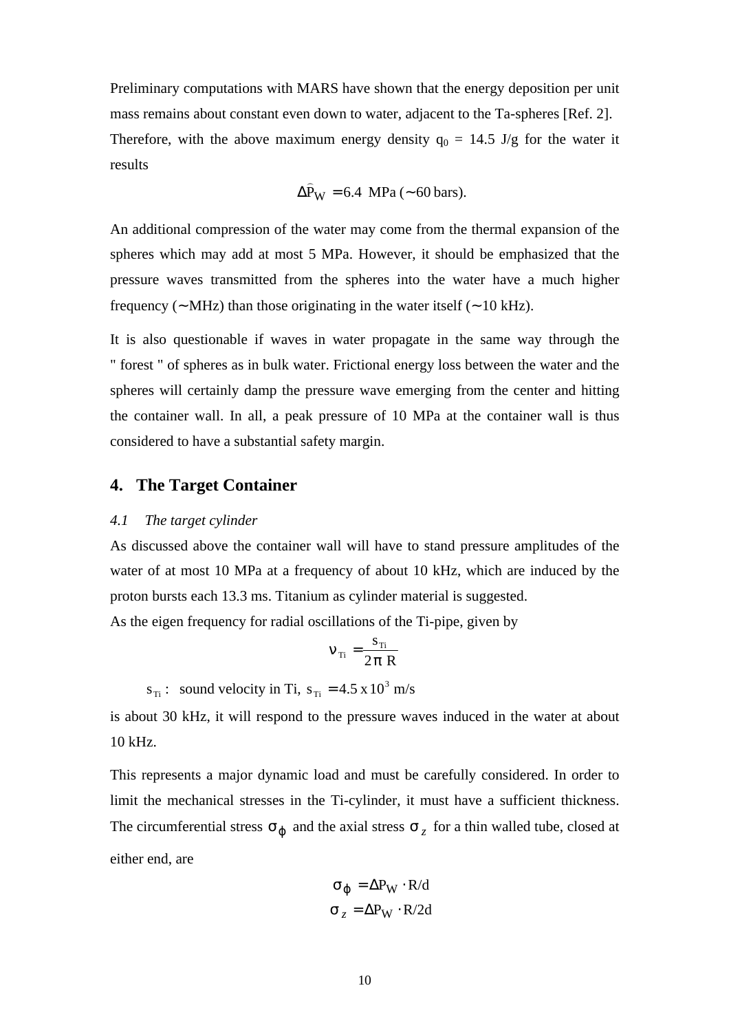Preliminary computations with MARS have shown that the energy deposition per unit mass remains about constant even down to water, adjacent to the Ta-spheres [Ref. 2]. Therefore, with the above maximum energy density $q_0$ = 14.5 J/g for the water it results

$$\Delta\hat{P}_W = 6.4 \text{ MPa } (\sim 60 \text{ bars}).$$

An additional compression of the water may come from the thermal expansion of the spheres which may add at most 5 MPa. However, it should be emphasized that the pressure waves transmitted from the spheres into the water have a much higher frequency (∼MHz) than those originating in the water itself (∼10 kHz).

It is also questionable if waves in water propagate in the same way through the " forest " of spheres as in bulk water. Frictional energy loss between the water and the spheres will certainly damp the pressure wave emerging from the center and hitting the container wall. In all, a peak pressure of 10 MPa at the container wall is thus considered to have a substantial safety margin.

## 4. The Target Container

### *4.1 The target cylinder*

As discussed above the container wall will have to stand pressure amplitudes of the water of at most 10 MPa at a frequency of about 10 kHz, which are induced by the proton bursts each 13.3 ms. Titanium as cylinder material is suggested.

As the eigen frequency for radial oscillations of the Ti-pipe, given by

$$\nu_{Ti} = \frac{s_{Ti}}{2\pi\, R}$$

$s_{Ti}$ : sound velocity in Ti, $s_{Ti} = 4.5 \times 10^3$ m/s

is about 30 kHz, it will respond to the pressure waves induced in the water at about 10 kHz.

This represents a major dynamic load and must be carefully considered. In order to limit the mechanical stresses in the Ti-cylinder, it must have a sufficient thickness. The circumferential stress $\sigma_\varphi$ and the axial stress $\sigma_z$ for a thin walled tube, closed at either end, are

$$\sigma_\varphi = \Delta P_W \cdot R/d$$

$$\sigma_z = \Delta P_W \cdot R/2d$$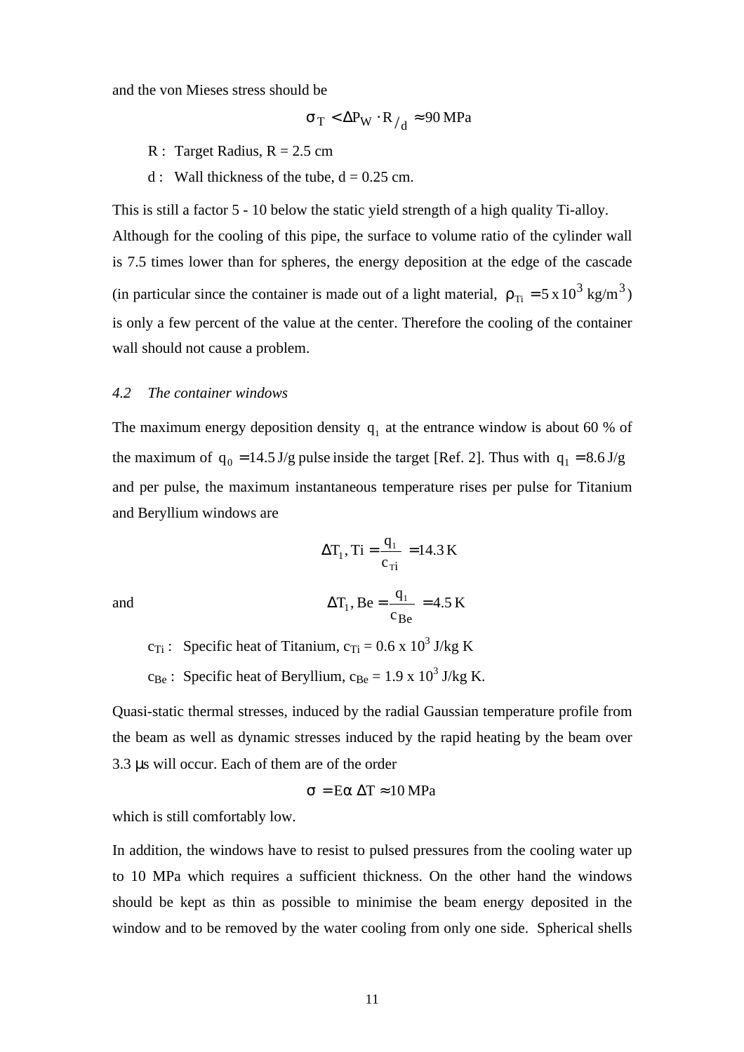and the von Mieses stress should be

$$\sigma_T < \Delta P_W \cdot R / d \approx 90 \text{ MPa}$$

R : Target Radius, R = 2.5 cm

d : Wall thickness of the tube, d = 0.25 cm.

This is still a factor 5 - 10 below the static yield strength of a high quality Ti-alloy. Although for the cooling of this pipe, the surface to volume ratio of the cylinder wall is 7.5 times lower than for spheres, the energy deposition at the edge of the cascade (in particular since the container is made out of a light material, $\rho_{Ti} = 5 \times 10^3 \text{ kg/m}^3$) is only a few percent of the value at the center. Therefore the cooling of the container wall should not cause a problem.

### *4.2 The container windows*

The maximum energy deposition density $q_1$ at the entrance window is about 60 % of the maximum of $q_0 = 14.5$ J/g pulse inside the target [Ref. 2]. Thus with $q_1 = 8.6$ J/g and per pulse, the maximum instantaneous temperature rises per pulse for Titanium and Beryllium windows are

$$\Delta T_1, \text{Ti} = \frac{q_1}{c_{Ti}} = 14.3 \text{ K}$$

and

$$\Delta T_1, \text{Be} = \frac{q_1}{c_{Be}} = 4.5 \text{ K}$$

$c_{Ti}$ : Specific heat of Titanium, $c_{Ti} = 0.6 \times 10^3$ J/kg K

$c_{Be}$ : Specific heat of Beryllium, $c_{Be} = 1.9 \times 10^3$ J/kg K.

Quasi-static thermal stresses, induced by the radial Gaussian temperature profile from the beam as well as dynamic stresses induced by the rapid heating by the beam over 3.3 μs will occur. Each of them are of the order

$$\sigma = E\alpha\, \Delta T \approx 10 \text{ MPa}$$

which is still comfortably low.

In addition, the windows have to resist to pulsed pressures from the cooling water up to 10 MPa which requires a sufficient thickness. On the other hand the windows should be kept as thin as possible to minimise the beam energy deposited in the window and to be removed by the water cooling from only one side. Spherical shells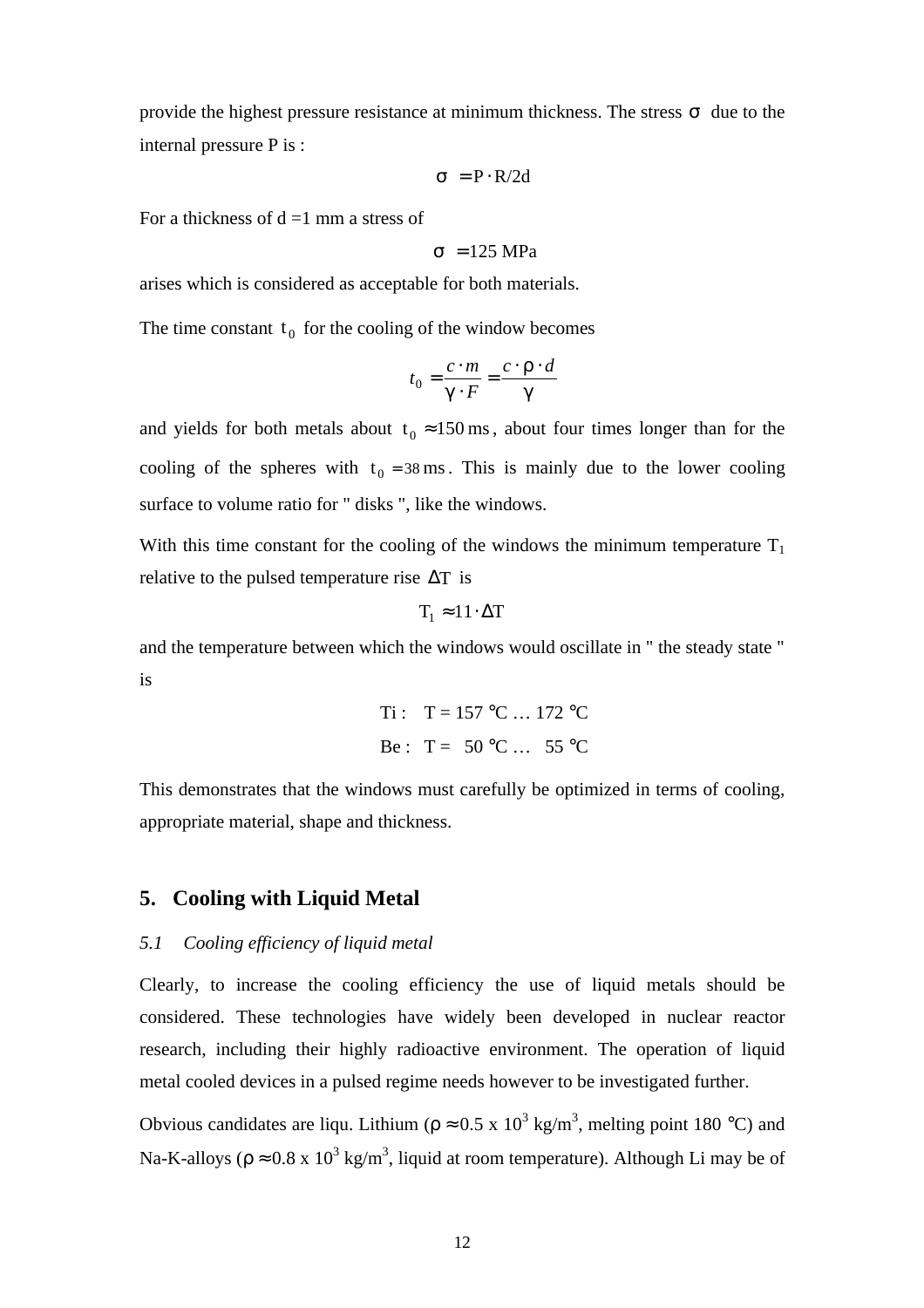provide the highest pressure resistance at minimum thickness. The stress $\sigma$ due to the internal pressure P is :

$$\sigma = P \cdot R/2d$$

For a thickness of d =1 mm a stress of

$$\sigma = 125 \text{ MPa}$$

arises which is considered as acceptable for both materials.

The time constant $t_0$ for the cooling of the window becomes

$$t_0 = \frac{c \cdot m}{\gamma \cdot F} = \frac{c \cdot \rho \cdot d}{\gamma}$$

and yields for both metals about $t_0 \approx 150$ ms, about four times longer than for the cooling of the spheres with $t_0 = 38$ ms. This is mainly due to the lower cooling surface to volume ratio for " disks ", like the windows.

With this time constant for the cooling of the windows the minimum temperature $T_1$ relative to the pulsed temperature rise $\Delta T$ is

$$T_1 \approx 11 \cdot \Delta T$$

and the temperature between which the windows would oscillate in " the steady state " is

$$\text{Ti :} \quad T = 157 \text{ °C} \ldots 172 \text{ °C}$$

$$\text{Be :} \quad T = 50 \text{ °C} \ldots 55 \text{ °C}$$

This demonstrates that the windows must carefully be optimized in terms of cooling, appropriate material, shape and thickness.

## 5. Cooling with Liquid Metal

### *5.1 Cooling efficiency of liquid metal*

Clearly, to increase the cooling efficiency the use of liquid metals should be considered. These technologies have widely been developed in nuclear reactor research, including their highly radioactive environment. The operation of liquid metal cooled devices in a pulsed regime needs however to be investigated further.

Obvious candidates are liqu. Lithium ($\rho \approx 0.5 \times 10^3$ kg/m$^3$, melting point 180 °C) and Na-K-alloys ($\rho \approx 0.8 \times 10^3$ kg/m$^3$, liquid at room temperature). Although Li may be of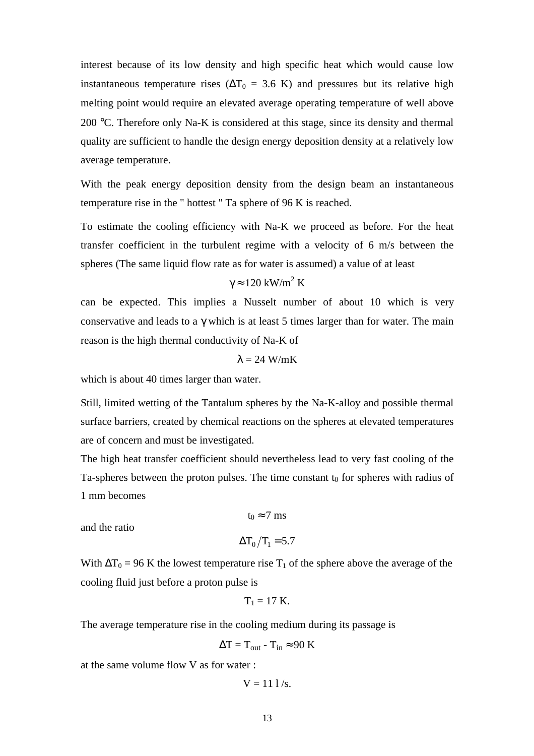interest because of its low density and high specific heat which would cause low instantaneous temperature rises ($\Delta T_0$ = 3.6 K) and pressures but its relative high melting point would require an elevated average operating temperature of well above 200 °C. Therefore only Na-K is considered at this stage, since its density and thermal quality are sufficient to handle the design energy deposition density at a relatively low average temperature.

With the peak energy deposition density from the design beam an instantaneous temperature rise in the " hottest " Ta sphere of 96 K is reached.

To estimate the cooling efficiency with Na-K we proceed as before. For the heat transfer coefficient in the turbulent regime with a velocity of 6 m/s between the spheres (The same liquid flow rate as for water is assumed) a value of at least

$$\gamma \approx 120 \text{ kW/m}^2 \text{ K}$$

can be expected. This implies a Nusselt number of about 10 which is very conservative and leads to a $\gamma$ which is at least 5 times larger than for water. The main reason is the high thermal conductivity of Na-K of

$$\lambda = 24 \text{ W/mK}$$

which is about 40 times larger than water.

Still, limited wetting of the Tantalum spheres by the Na-K-alloy and possible thermal surface barriers, created by chemical reactions on the spheres at elevated temperatures are of concern and must be investigated.

The high heat transfer coefficient should nevertheless lead to very fast cooling of the Ta-spheres between the proton pulses. The time constant $t_0$ for spheres with radius of 1 mm becomes

$$t_0 \approx 7 \text{ ms}$$

and the ratio

$$\Delta T_0 / T_1 = 5.7$$

With $\Delta T_0$ = 96 K the lowest temperature rise $T_1$ of the sphere above the average of the cooling fluid just before a proton pulse is

$$T_1 = 17 \text{ K}.$$

The average temperature rise in the cooling medium during its passage is

$$\Delta T = T_{out} - T_{in} \approx 90 \text{ K}$$

at the same volume flow V as for water :

$$V = 11 \text{ l/s}.$$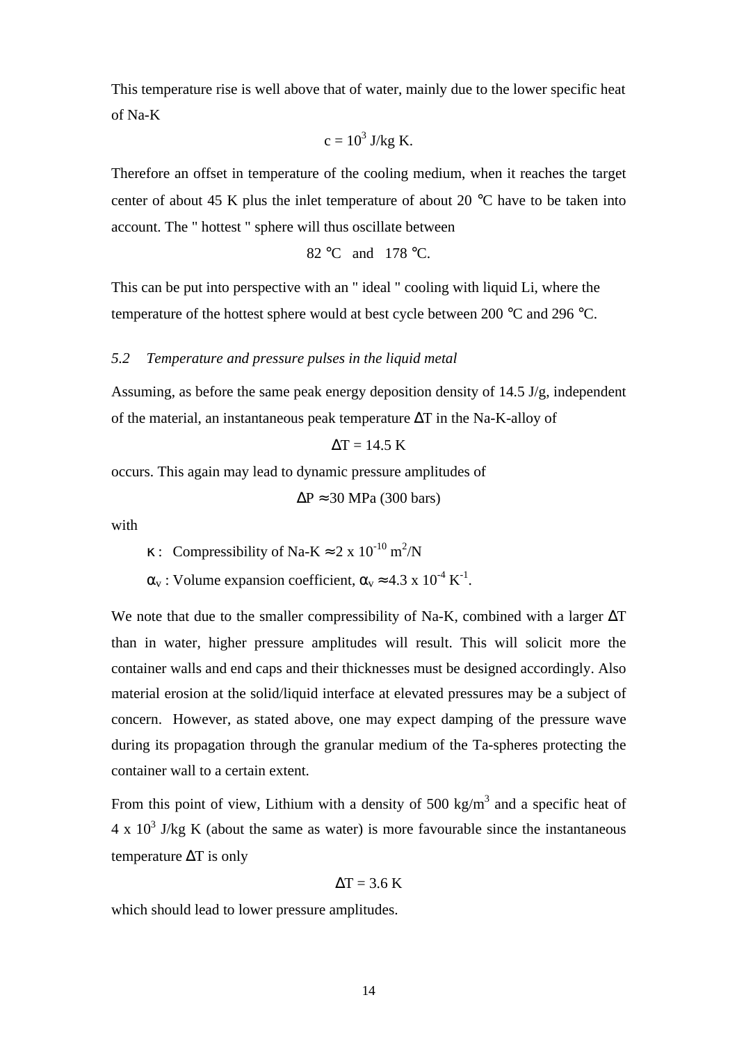This temperature rise is well above that of water, mainly due to the lower specific heat of Na-K

$$c = 10^3 \text{ J/kg K}.$$

Therefore an offset in temperature of the cooling medium, when it reaches the target center of about 45 K plus the inlet temperature of about 20 °C have to be taken into account. The " hottest " sphere will thus oscillate between

$$82 \text{ °C} \quad \text{and} \quad 178 \text{ °C}.$$

This can be put into perspective with an " ideal " cooling with liquid Li, where the temperature of the hottest sphere would at best cycle between 200 °C and 296 °C.

### *5.2 Temperature and pressure pulses in the liquid metal*

Assuming, as before the same peak energy deposition density of 14.5 J/g, independent of the material, an instantaneous peak temperature $\Delta T$ in the Na-K-alloy of

$$\Delta T = 14.5 \text{ K}$$

occurs. This again may lead to dynamic pressure amplitudes of

$$\Delta P \approx 30 \text{ MPa (300 bars)}$$

with

$\kappa$ : Compressibility of Na-K $\approx 2 \times 10^{-10}$ m$^2$/N

$\alpha_v$ : Volume expansion coefficient, $\alpha_v \approx 4.3 \times 10^{-4}$ K$^{-1}$.

We note that due to the smaller compressibility of Na-K, combined with a larger $\Delta T$ than in water, higher pressure amplitudes will result. This will solicit more the container walls and end caps and their thicknesses must be designed accordingly. Also material erosion at the solid/liquid interface at elevated pressures may be a subject of concern. However, as stated above, one may expect damping of the pressure wave during its propagation through the granular medium of the Ta-spheres protecting the container wall to a certain extent.

From this point of view, Lithium with a density of 500 kg/m$^3$ and a specific heat of $4 \times 10^3$ J/kg K (about the same as water) is more favourable since the instantaneous temperature $\Delta T$ is only

$$\Delta T = 3.6 \text{ K}$$

which should lead to lower pressure amplitudes.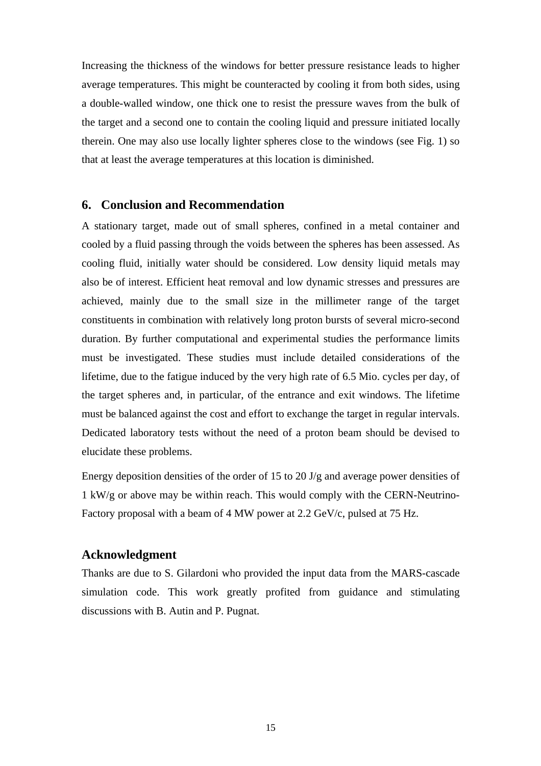Increasing the thickness of the windows for better pressure resistance leads to higher average temperatures. This might be counteracted by cooling it from both sides, using a double-walled window, one thick one to resist the pressure waves from the bulk of the target and a second one to contain the cooling liquid and pressure initiated locally therein. One may also use locally lighter spheres close to the windows (see Fig. 1) so that at least the average temperatures at this location is diminished.

## 6. Conclusion and Recommendation

A stationary target, made out of small spheres, confined in a metal container and cooled by a fluid passing through the voids between the spheres has been assessed. As cooling fluid, initially water should be considered. Low density liquid metals may also be of interest. Efficient heat removal and low dynamic stresses and pressures are achieved, mainly due to the small size in the millimeter range of the target constituents in combination with relatively long proton bursts of several micro-second duration. By further computational and experimental studies the performance limits must be investigated. These studies must include detailed considerations of the lifetime, due to the fatigue induced by the very high rate of 6.5 Mio. cycles per day, of the target spheres and, in particular, of the entrance and exit windows. The lifetime must be balanced against the cost and effort to exchange the target in regular intervals. Dedicated laboratory tests without the need of a proton beam should be devised to elucidate these problems.

Energy deposition densities of the order of 15 to 20 J/g and average power densities of 1 kW/g or above may be within reach. This would comply with the CERN-Neutrino-Factory proposal with a beam of 4 MW power at 2.2 GeV/c, pulsed at 75 Hz.

## Acknowledgment

Thanks are due to S. Gilardoni who provided the input data from the MARS-cascade simulation code. This work greatly profited from guidance and stimulating discussions with B. Autin and P. Pugnat.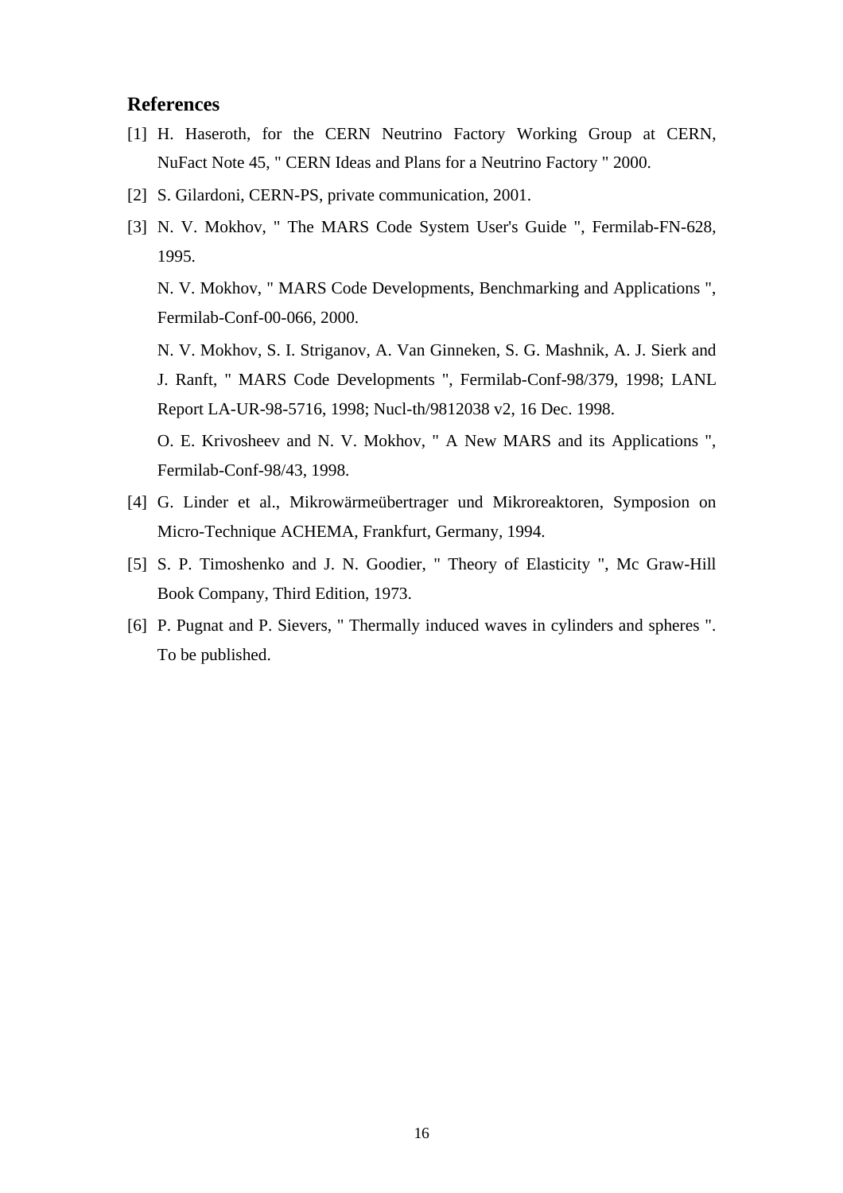## References

[1] H. Haseroth, for the CERN Neutrino Factory Working Group at CERN, NuFact Note 45, " CERN Ideas and Plans for a Neutrino Factory " 2000.

[2] S. Gilardoni, CERN-PS, private communication, 2001.

[3] N. V. Mokhov, " The MARS Code System User's Guide ", Fermilab-FN-628, 1995.

N. V. Mokhov, " MARS Code Developments, Benchmarking and Applications ", Fermilab-Conf-00-066, 2000.

N. V. Mokhov, S. I. Striganov, A. Van Ginneken, S. G. Mashnik, A. J. Sierk and J. Ranft, " MARS Code Developments ", Fermilab-Conf-98/379, 1998; LANL Report LA-UR-98-5716, 1998; Nucl-th/9812038 v2, 16 Dec. 1998.

O. E. Krivosheev and N. V. Mokhov, " A New MARS and its Applications ", Fermilab-Conf-98/43, 1998.

[4] G. Linder et al., Mikrowärmeübertrager und Mikroreaktoren, Symposion on Micro-Technique ACHEMA, Frankfurt, Germany, 1994.

[5] S. P. Timoshenko and J. N. Goodier, " Theory of Elasticity ", Mc Graw-Hill Book Company, Third Edition, 1973.

[6] P. Pugnat and P. Sievers, " Thermally induced waves in cylinders and spheres ". To be published.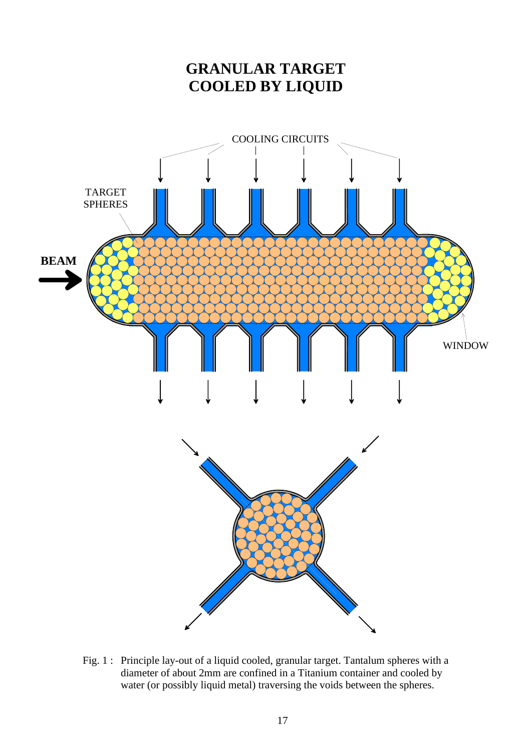# GRANULAR TARGET COOLED BY LIQUID

COOLING CIRCUITS

TARGET SPHERES

BEAM

WINDOW

Fig. 1 : Principle lay-out of a liquid cooled, granular target. Tantalum spheres with a diameter of about 2mm are confined in a Titanium container and cooled by water (or possibly liquid metal) traversing the voids between the spheres.